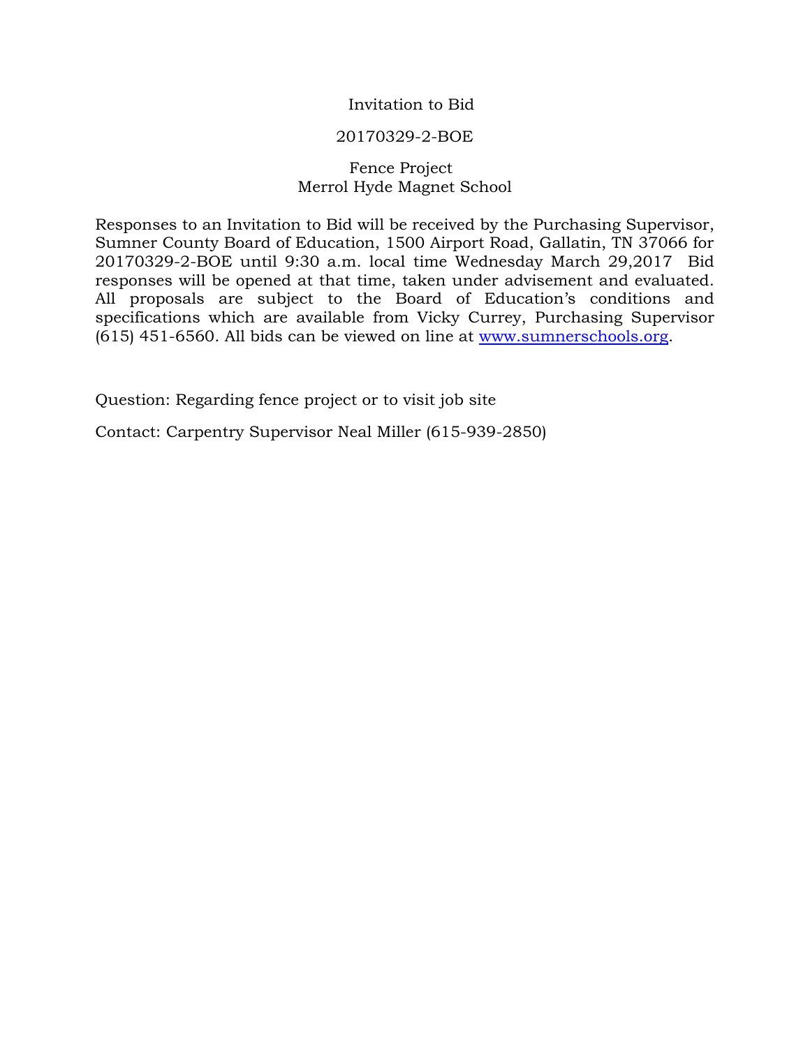# Invitation to Bid

## 20170329-2-BOE

## Fence Project
## Merrol Hyde Magnet School

Responses to an Invitation to Bid will be received by the Purchasing Supervisor, Sumner County Board of Education, 1500 Airport Road, Gallatin, TN 37066 for 20170329-2-BOE until 9:30 a.m. local time Wednesday March 29,2017 Bid responses will be opened at that time, taken under advisement and evaluated. All proposals are subject to the Board of Education's conditions and specifications which are available from Vicky Currey, Purchasing Supervisor (615) 451-6560. All bids can be viewed on line at [www.sumnerschools.org](http://www.sumnerschools.org).

Question: Regarding fence project or to visit job site

Contact: Carpentry Supervisor Neal Miller (615-939-2850)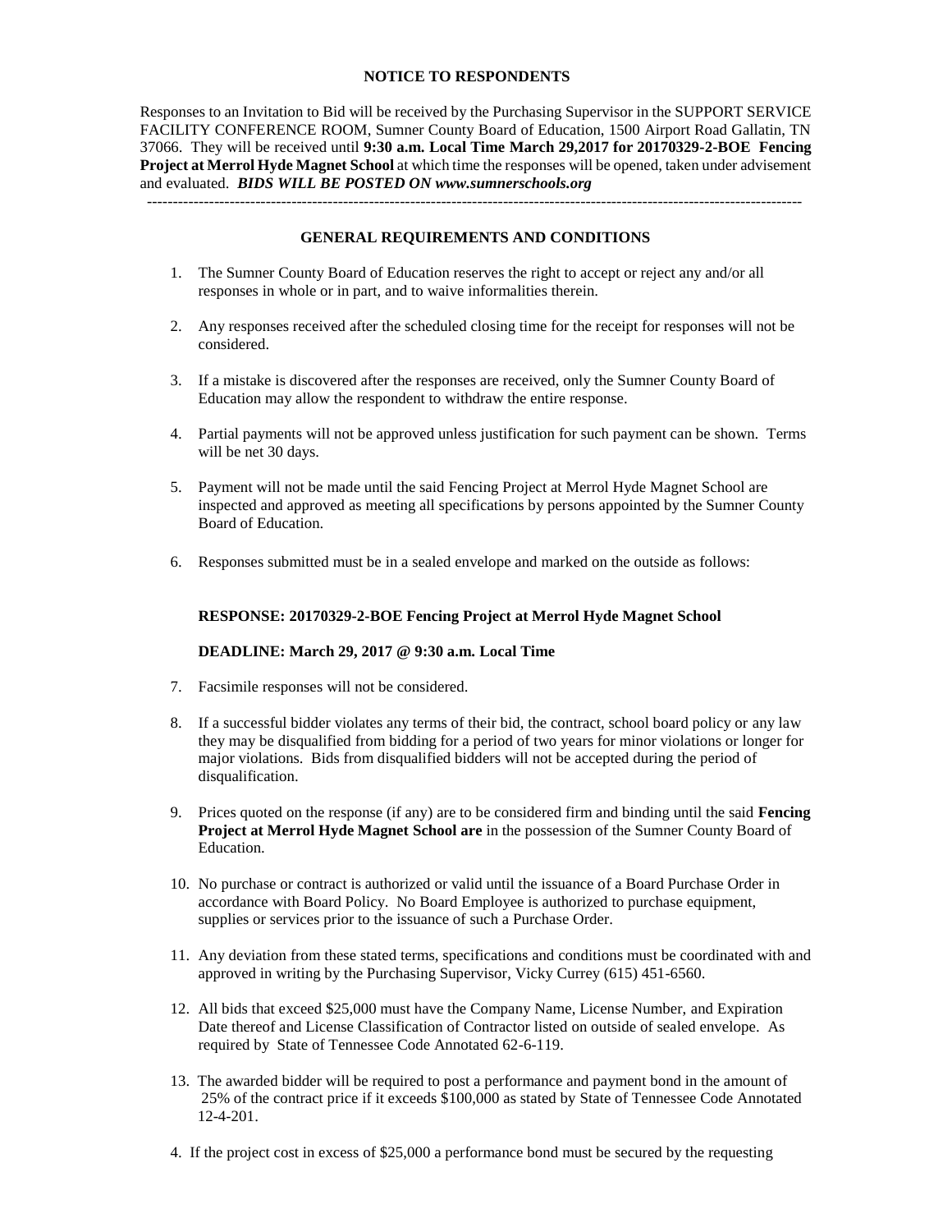**NOTICE TO RESPONDENTS**

Responses to an Invitation to Bid will be received by the Purchasing Supervisor in the SUPPORT SERVICE FACILITY CONFERENCE ROOM, Sumner County Board of Education, 1500 Airport Road Gallatin, TN 37066. They will be received until **9:30 a.m. Local Time March 29,2017 for 20170329-2-BOE Fencing Project at Merrol Hyde Magnet School** at which time the responses will be opened, taken under advisement and evaluated. ***BIDS WILL BE POSTED ON www.sumnerschools.org***

---

**GENERAL REQUIREMENTS AND CONDITIONS**

1. The Sumner County Board of Education reserves the right to accept or reject any and/or all responses in whole or in part, and to waive informalities therein.

2. Any responses received after the scheduled closing time for the receipt for responses will not be considered.

3. If a mistake is discovered after the responses are received, only the Sumner County Board of Education may allow the respondent to withdraw the entire response.

4. Partial payments will not be approved unless justification for such payment can be shown. Terms will be net 30 days.

5. Payment will not be made until the said Fencing Project at Merrol Hyde Magnet School are inspected and approved as meeting all specifications by persons appointed by the Sumner County Board of Education.

6. Responses submitted must be in a sealed envelope and marked on the outside as follows:

   **RESPONSE: 20170329-2-BOE Fencing Project at Merrol Hyde Magnet School**

   **DEADLINE: March 29, 2017 @ 9:30 a.m. Local Time**

7. Facsimile responses will not be considered.

8. If a successful bidder violates any terms of their bid, the contract, school board policy or any law they may be disqualified from bidding for a period of two years for minor violations or longer for major violations. Bids from disqualified bidders will not be accepted during the period of disqualification.

9. Prices quoted on the response (if any) are to be considered firm and binding until the said **Fencing Project at Merrol Hyde Magnet School are** in the possession of the Sumner County Board of Education.

10. No purchase or contract is authorized or valid until the issuance of a Board Purchase Order in accordance with Board Policy. No Board Employee is authorized to purchase equipment, supplies or services prior to the issuance of such a Purchase Order.

11. Any deviation from these stated terms, specifications and conditions must be coordinated with and approved in writing by the Purchasing Supervisor, Vicky Currey (615) 451-6560.

12. All bids that exceed $25,000 must have the Company Name, License Number, and Expiration Date thereof and License Classification of Contractor listed on outside of sealed envelope. As required by State of Tennessee Code Annotated 62-6-119.

13. The awarded bidder will be required to post a performance and payment bond in the amount of 25% of the contract price if it exceeds $100,000 as stated by State of Tennessee Code Annotated 12-4-201.

4. If the project cost in excess of $25,000 a performance bond must be secured by the requesting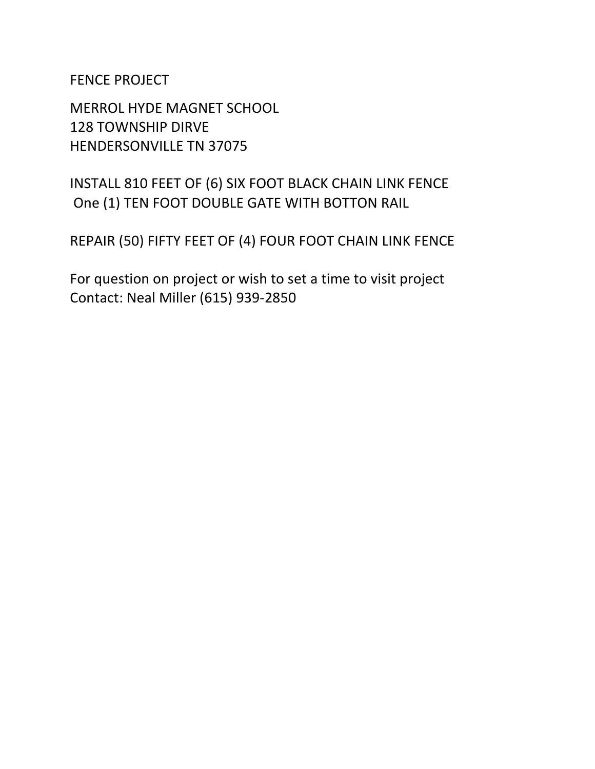FENCE PROJECT

MERROL HYDE MAGNET SCHOOL
128 TOWNSHIP DIRVE
HENDERSONVILLE TN 37075

INSTALL 810 FEET OF (6) SIX FOOT BLACK CHAIN LINK FENCE
One (1) TEN FOOT DOUBLE GATE WITH BOTTON RAIL

REPAIR (50) FIFTY FEET OF (4) FOUR FOOT CHAIN LINK FENCE

For question on project or wish to set a time to visit project
Contact: Neal Miller (615) 939-2850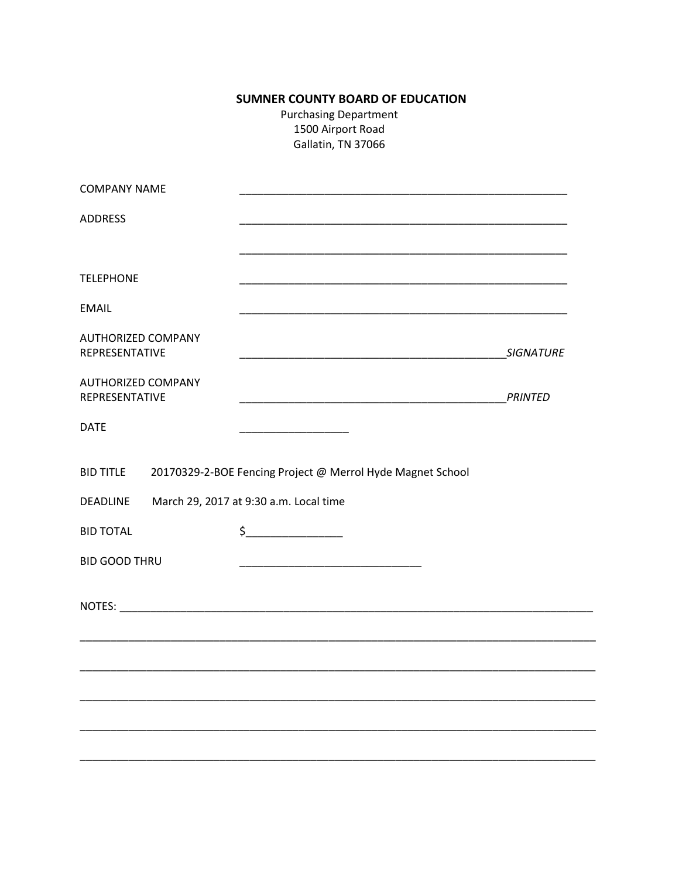**SUMNER COUNTY BOARD OF EDUCATION**

Purchasing Department
1500 Airport Road
Gallatin, TN 37066

COMPANY NAME _______________________________________________________

ADDRESS _______________________________________________________

_______________________________________________________

TELEPHONE _______________________________________________________

EMAIL _______________________________________________________

AUTHORIZED COMPANY REPRESENTATIVE ____________________________________________*SIGNATURE*

AUTHORIZED COMPANY REPRESENTATIVE ____________________________________________*PRINTED*

DATE __________________

BID TITLE 20170329-2-BOE Fencing Project @ Merrol Hyde Magnet School

DEADLINE March 29, 2017 at 9:30 a.m. Local time

BID TOTAL $________________

BID GOOD THRU ______________________________

NOTES: ________________________________________________________________________________

________________________________________________________________________________________

________________________________________________________________________________________

________________________________________________________________________________________

________________________________________________________________________________________

________________________________________________________________________________________